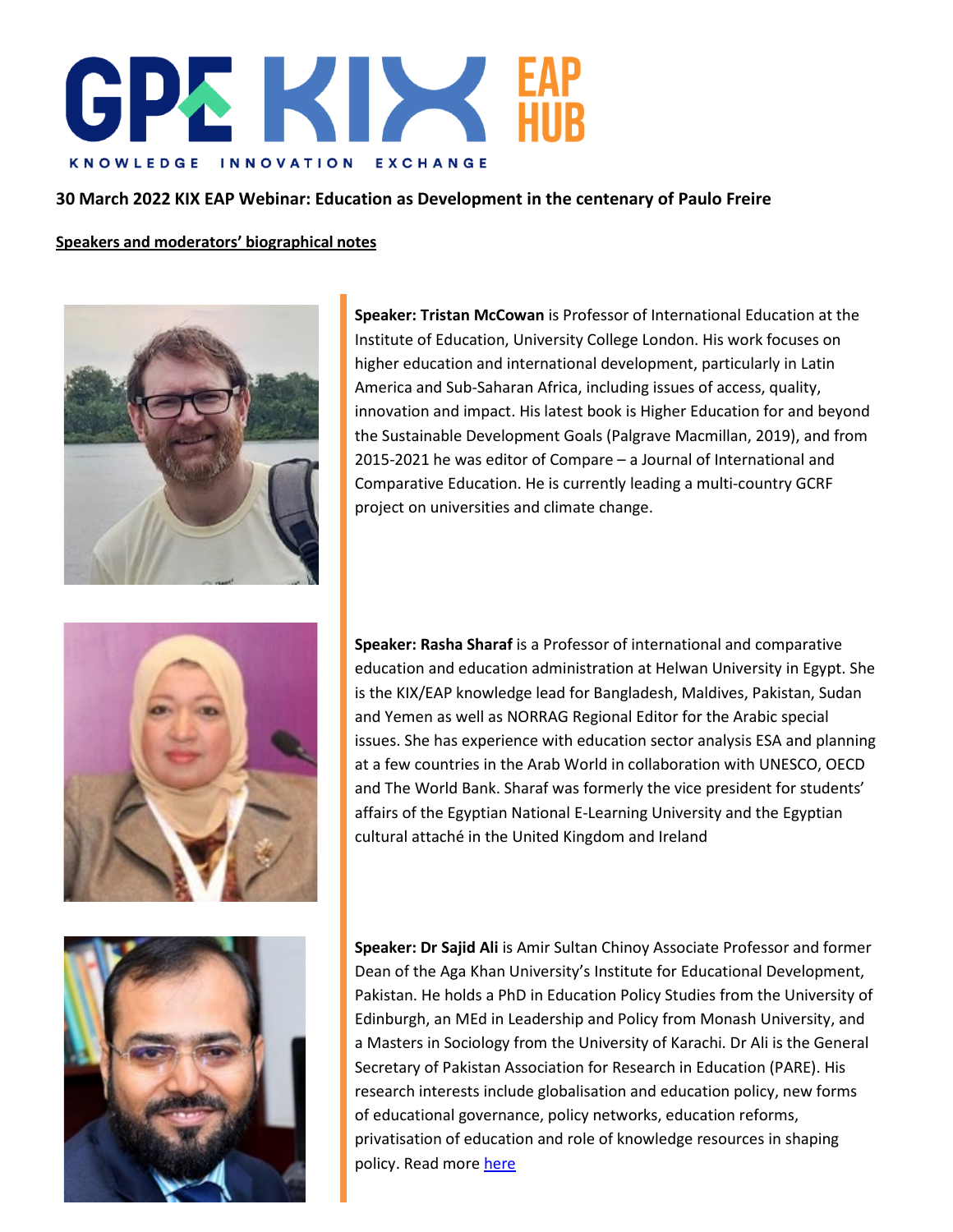GPE KIX EAP HUB

KNOWLEDGE INNOVATION EXCHANGE

**30 March 2022 KIX EAP Webinar: Education as Development in the centenary of Paulo Freire**

**Speakers and moderators' biographical notes**

**Speaker: Tristan McCowan** is Professor of International Education at the Institute of Education, University College London. His work focuses on higher education and international development, particularly in Latin America and Sub-Saharan Africa, including issues of access, quality, innovation and impact. His latest book is Higher Education for and beyond the Sustainable Development Goals (Palgrave Macmillan, 2019), and from 2015-2021 he was editor of Compare – a Journal of International and Comparative Education. He is currently leading a multi-country GCRF project on universities and climate change.

**Speaker: Rasha Sharaf** is a Professor of international and comparative education and education administration at Helwan University in Egypt. She is the KIX/EAP knowledge lead for Bangladesh, Maldives, Pakistan, Sudan and Yemen as well as NORRAG Regional Editor for the Arabic special issues. She has experience with education sector analysis ESA and planning at a few countries in the Arab World in collaboration with UNESCO, OECD and The World Bank. Sharaf was formerly the vice president for students' affairs of the Egyptian National E-Learning University and the Egyptian cultural attaché in the United Kingdom and Ireland

**Speaker: Dr Sajid Ali** is Amir Sultan Chinoy Associate Professor and former Dean of the Aga Khan University's Institute for Educational Development, Pakistan. He holds a PhD in Education Policy Studies from the University of Edinburgh, an MEd in Leadership and Policy from Monash University, and a Masters in Sociology from the University of Karachi. Dr Ali is the General Secretary of Pakistan Association for Research in Education (PARE). His research interests include globalisation and education policy, new forms of educational governance, policy networks, education reforms, privatisation of education and role of knowledge resources in shaping policy. Read more here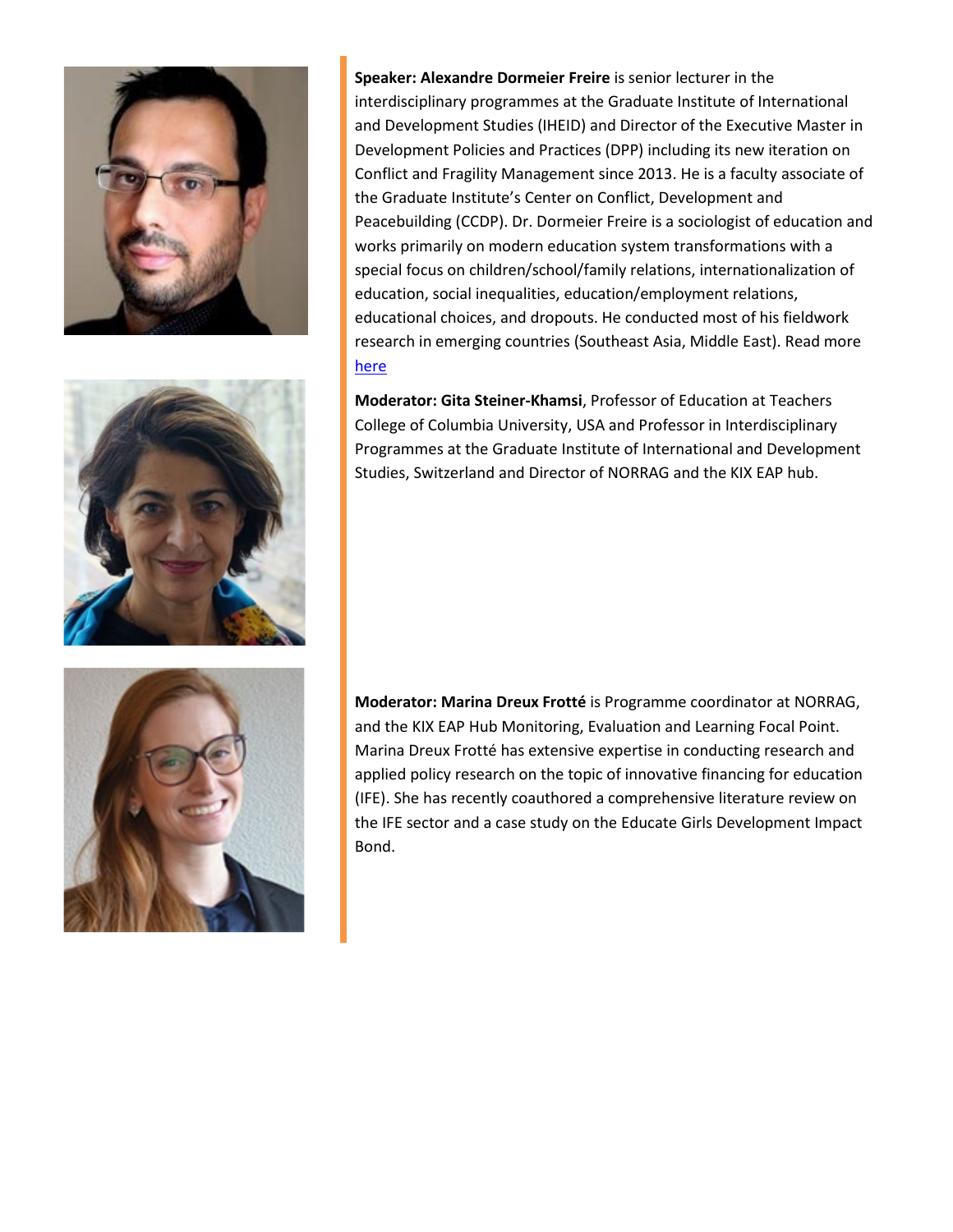**Speaker: Alexandre Dormeier Freire** is senior lecturer in the interdisciplinary programmes at the Graduate Institute of International and Development Studies (IHEID) and Director of the Executive Master in Development Policies and Practices (DPP) including its new iteration on Conflict and Fragility Management since 2013. He is a faculty associate of the Graduate Institute's Center on Conflict, Development and Peacebuilding (CCDP). Dr. Dormeier Freire is a sociologist of education and works primarily on modern education system transformations with a special focus on children/school/family relations, internationalization of education, social inequalities, education/employment relations, educational choices, and dropouts. He conducted most of his fieldwork research in emerging countries (Southeast Asia, Middle East). Read more here

**Moderator: Gita Steiner-Khamsi**, Professor of Education at Teachers College of Columbia University, USA and Professor in Interdisciplinary Programmes at the Graduate Institute of International and Development Studies, Switzerland and Director of NORRAG and the KIX EAP hub.

**Moderator: Marina Dreux Frotté** is Programme coordinator at NORRAG, and the KIX EAP Hub Monitoring, Evaluation and Learning Focal Point. Marina Dreux Frotté has extensive expertise in conducting research and applied policy research on the topic of innovative financing for education (IFE). She has recently coauthored a comprehensive literature review on the IFE sector and a case study on the Educate Girls Development Impact Bond.